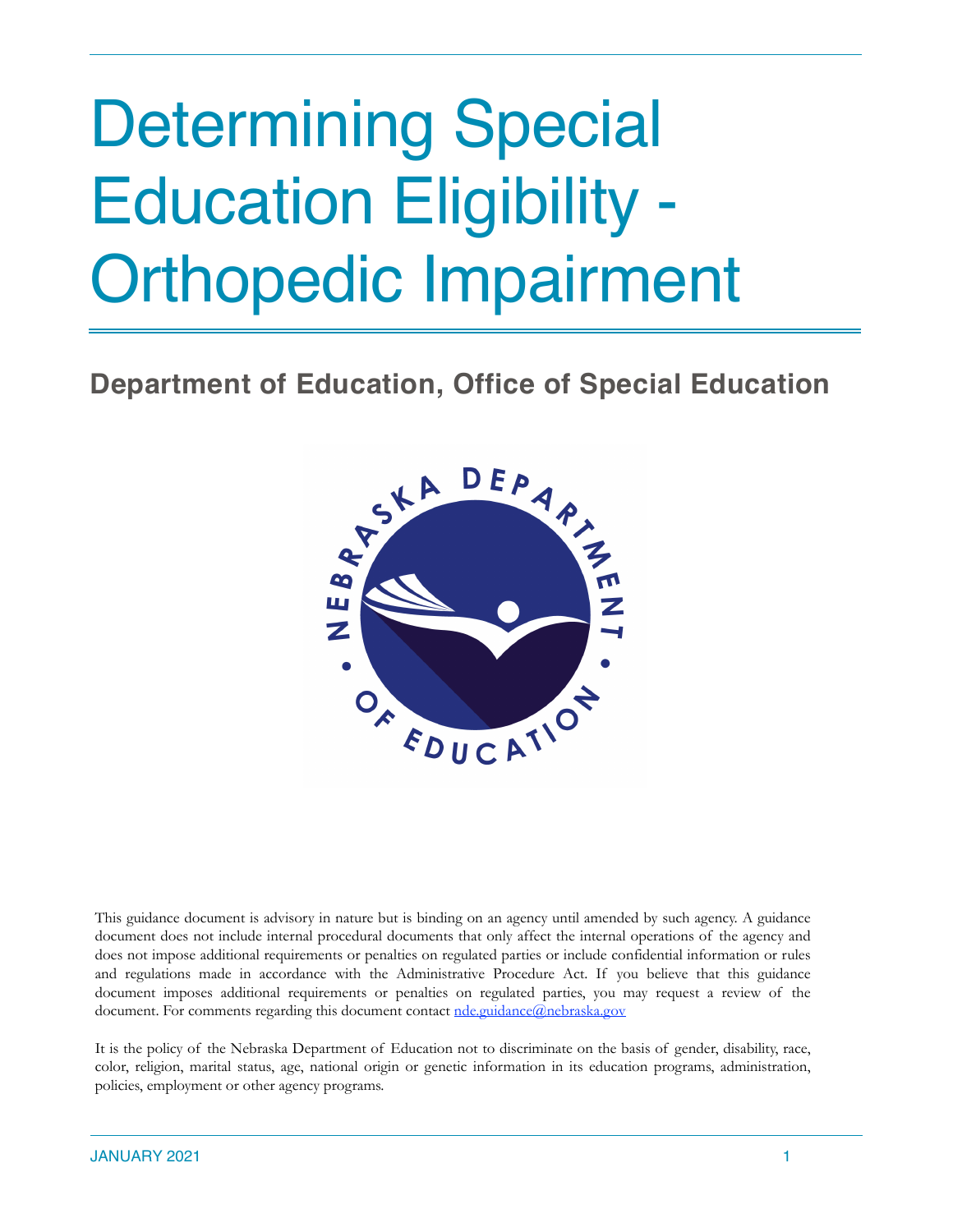# Determining Special Education Eligibility - Orthopedic Impairment

## Department of Education, Office of Special Education

This guidance document is advisory in nature but is binding on an agency until amended by such agency. A guidance document does not include internal procedural documents that only affect the internal operations of the agency and does not impose additional requirements or penalties on regulated parties or include confidential information or rules and regulations made in accordance with the Administrative Procedure Act. If you believe that this guidance document imposes additional requirements or penalties on regulated parties, you may request a review of the document. For comments regarding this document contact nde.guidance@nebraska.gov

It is the policy of the Nebraska Department of Education not to discriminate on the basis of gender, disability, race, color, religion, marital status, age, national origin or genetic information in its education programs, administration, policies, employment or other agency programs.

JANUARY 2021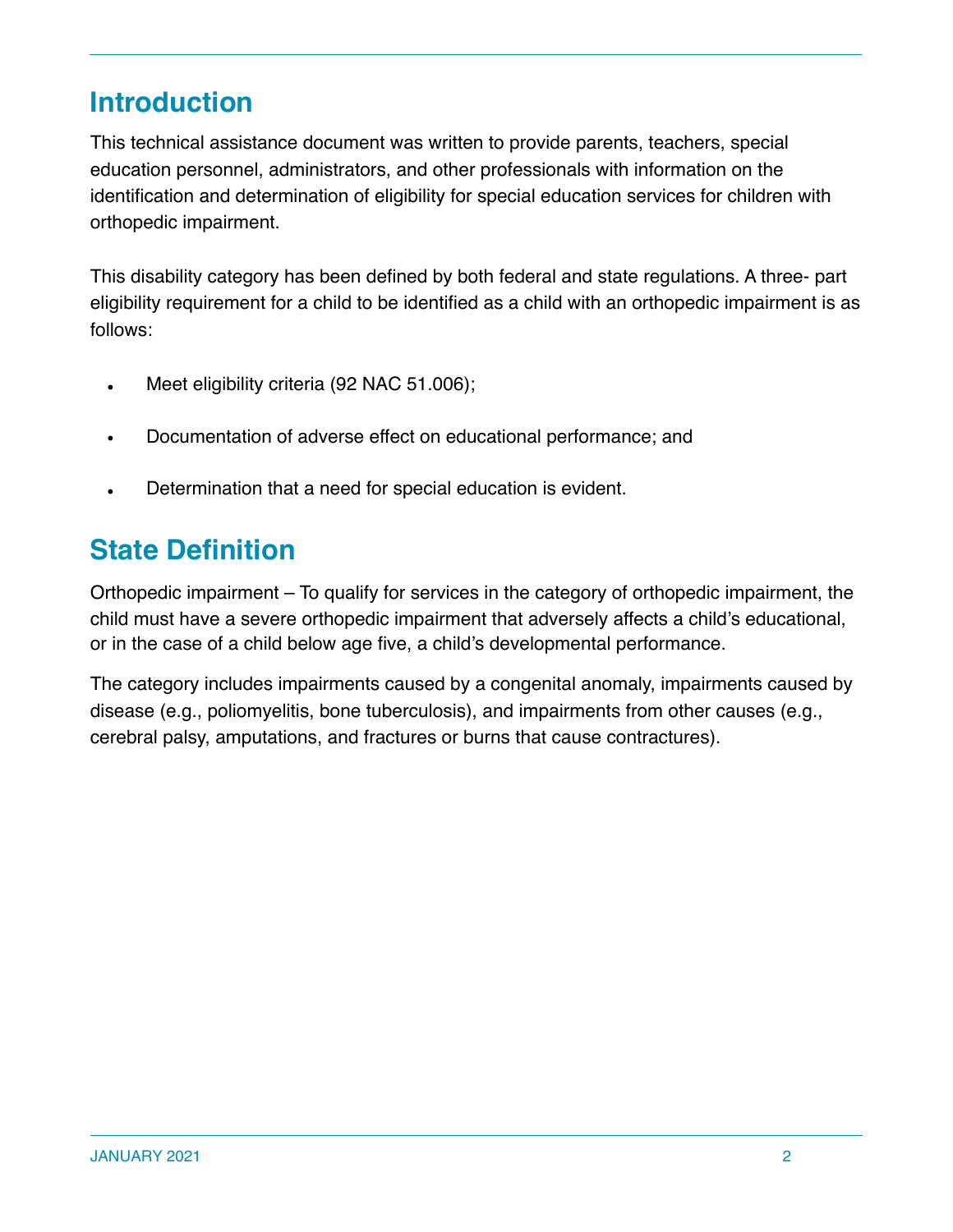## Introduction

This technical assistance document was written to provide parents, teachers, special education personnel, administrators, and other professionals with information on the identification and determination of eligibility for special education services for children with orthopedic impairment.

This disability category has been defined by both federal and state regulations. A three- part eligibility requirement for a child to be identified as a child with an orthopedic impairment is as follows:

- Meet eligibility criteria (92 NAC 51.006);
- Documentation of adverse effect on educational performance; and
- Determination that a need for special education is evident.

## State Definition

Orthopedic impairment – To qualify for services in the category of orthopedic impairment, the child must have a severe orthopedic impairment that adversely affects a child's educational, or in the case of a child below age five, a child's developmental performance.

The category includes impairments caused by a congenital anomaly, impairments caused by disease (e.g., poliomyelitis, bone tuberculosis), and impairments from other causes (e.g., cerebral palsy, amputations, and fractures or burns that cause contractures).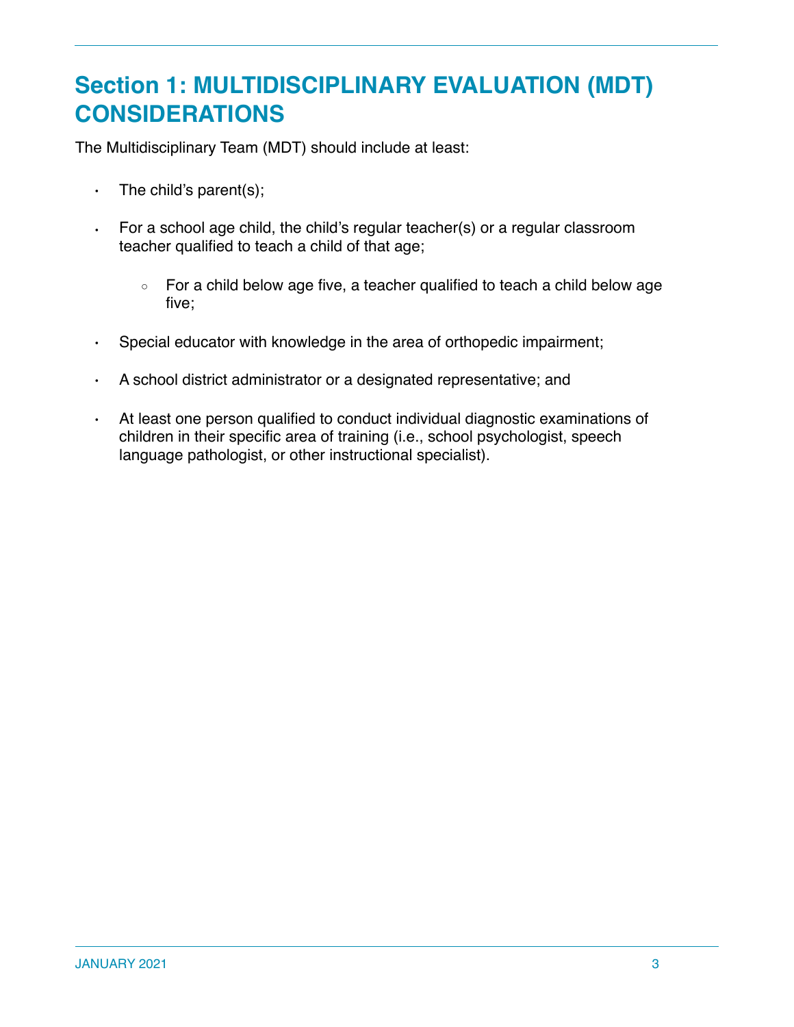## Section 1: MULTIDISCIPLINARY EVALUATION (MDT) CONSIDERATIONS

The Multidisciplinary Team (MDT) should include at least:

- The child's parent(s);
- For a school age child, the child's regular teacher(s) or a regular classroom teacher qualified to teach a child of that age;
  - For a child below age five, a teacher qualified to teach a child below age five;
- Special educator with knowledge in the area of orthopedic impairment;
- A school district administrator or a designated representative; and
- At least one person qualified to conduct individual diagnostic examinations of children in their specific area of training (i.e., school psychologist, speech language pathologist, or other instructional specialist).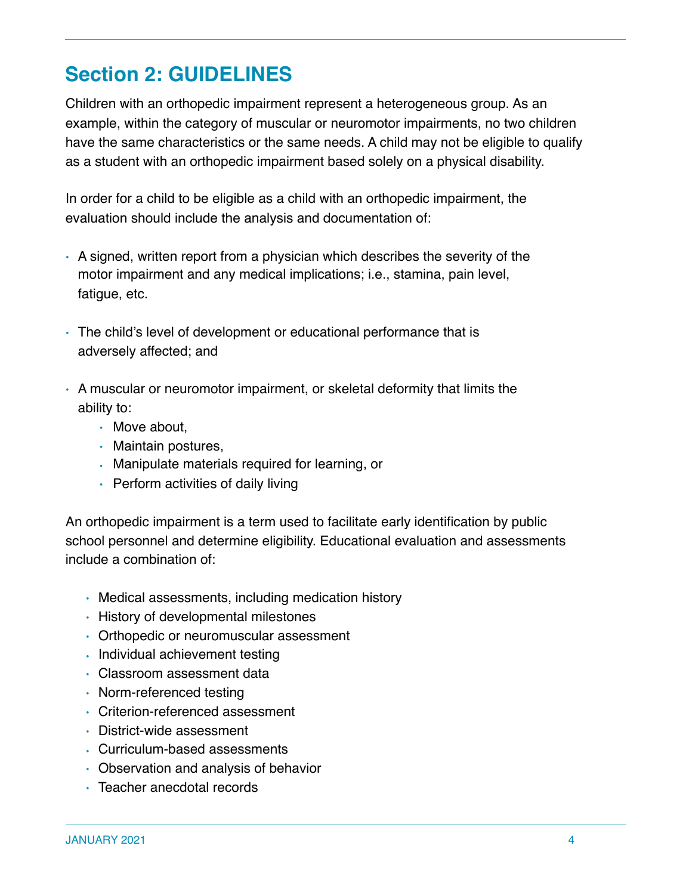## Section 2: GUIDELINES

Children with an orthopedic impairment represent a heterogeneous group. As an example, within the category of muscular or neuromotor impairments, no two children have the same characteristics or the same needs. A child may not be eligible to qualify as a student with an orthopedic impairment based solely on a physical disability.

In order for a child to be eligible as a child with an orthopedic impairment, the evaluation should include the analysis and documentation of:

- A signed, written report from a physician which describes the severity of the motor impairment and any medical implications; i.e., stamina, pain level, fatigue, etc.
- The child's level of development or educational performance that is adversely affected; and
- A muscular or neuromotor impairment, or skeletal deformity that limits the ability to:
  - Move about,
  - Maintain postures,
  - Manipulate materials required for learning, or
  - Perform activities of daily living

An orthopedic impairment is a term used to facilitate early identification by public school personnel and determine eligibility. Educational evaluation and assessments include a combination of:

- Medical assessments, including medication history
- History of developmental milestones
- Orthopedic or neuromuscular assessment
- Individual achievement testing
- Classroom assessment data
- Norm-referenced testing
- Criterion-referenced assessment
- District-wide assessment
- Curriculum-based assessments
- Observation and analysis of behavior
- Teacher anecdotal records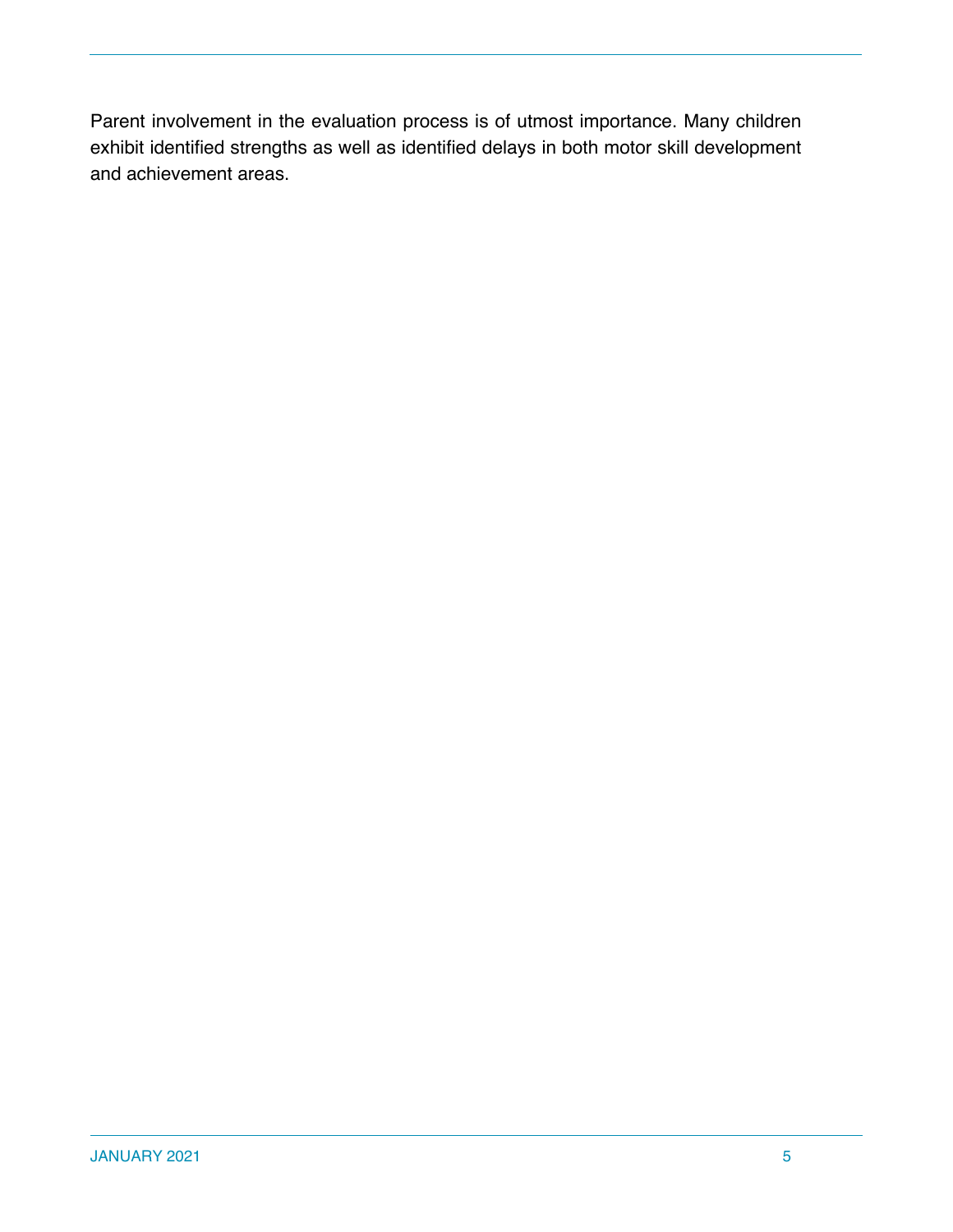Parent involvement in the evaluation process is of utmost importance. Many children exhibit identified strengths as well as identified delays in both motor skill development and achievement areas.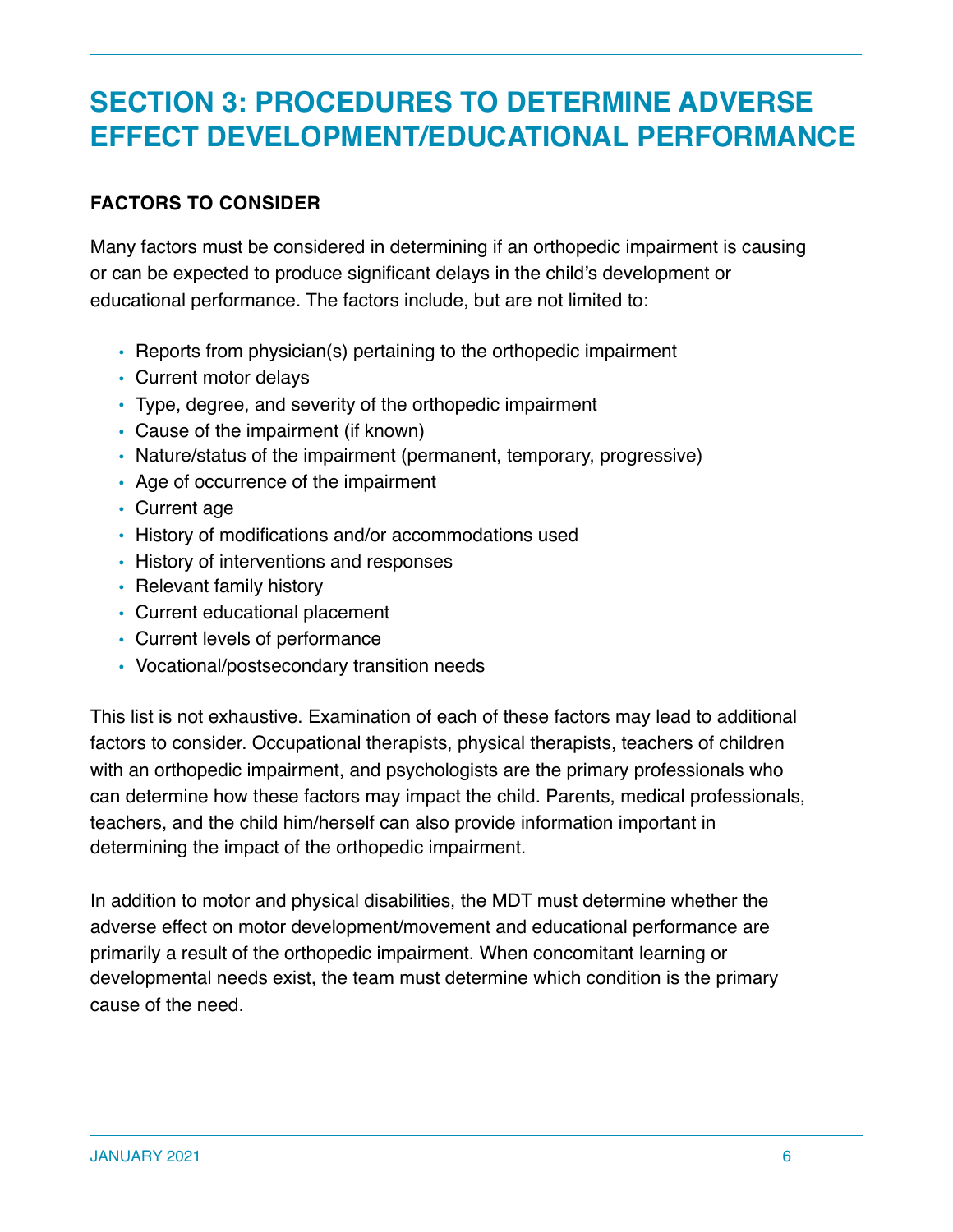# SECTION 3: PROCEDURES TO DETERMINE ADVERSE EFFECT DEVELOPMENT/EDUCATIONAL PERFORMANCE

## FACTORS TO CONSIDER

Many factors must be considered in determining if an orthopedic impairment is causing or can be expected to produce significant delays in the child's development or educational performance. The factors include, but are not limited to:

- Reports from physician(s) pertaining to the orthopedic impairment
- Current motor delays
- Type, degree, and severity of the orthopedic impairment
- Cause of the impairment (if known)
- Nature/status of the impairment (permanent, temporary, progressive)
- Age of occurrence of the impairment
- Current age
- History of modifications and/or accommodations used
- History of interventions and responses
- Relevant family history
- Current educational placement
- Current levels of performance
- Vocational/postsecondary transition needs

This list is not exhaustive. Examination of each of these factors may lead to additional factors to consider. Occupational therapists, physical therapists, teachers of children with an orthopedic impairment, and psychologists are the primary professionals who can determine how these factors may impact the child. Parents, medical professionals, teachers, and the child him/herself can also provide information important in determining the impact of the orthopedic impairment.

In addition to motor and physical disabilities, the MDT must determine whether the adverse effect on motor development/movement and educational performance are primarily a result of the orthopedic impairment. When concomitant learning or developmental needs exist, the team must determine which condition is the primary cause of the need.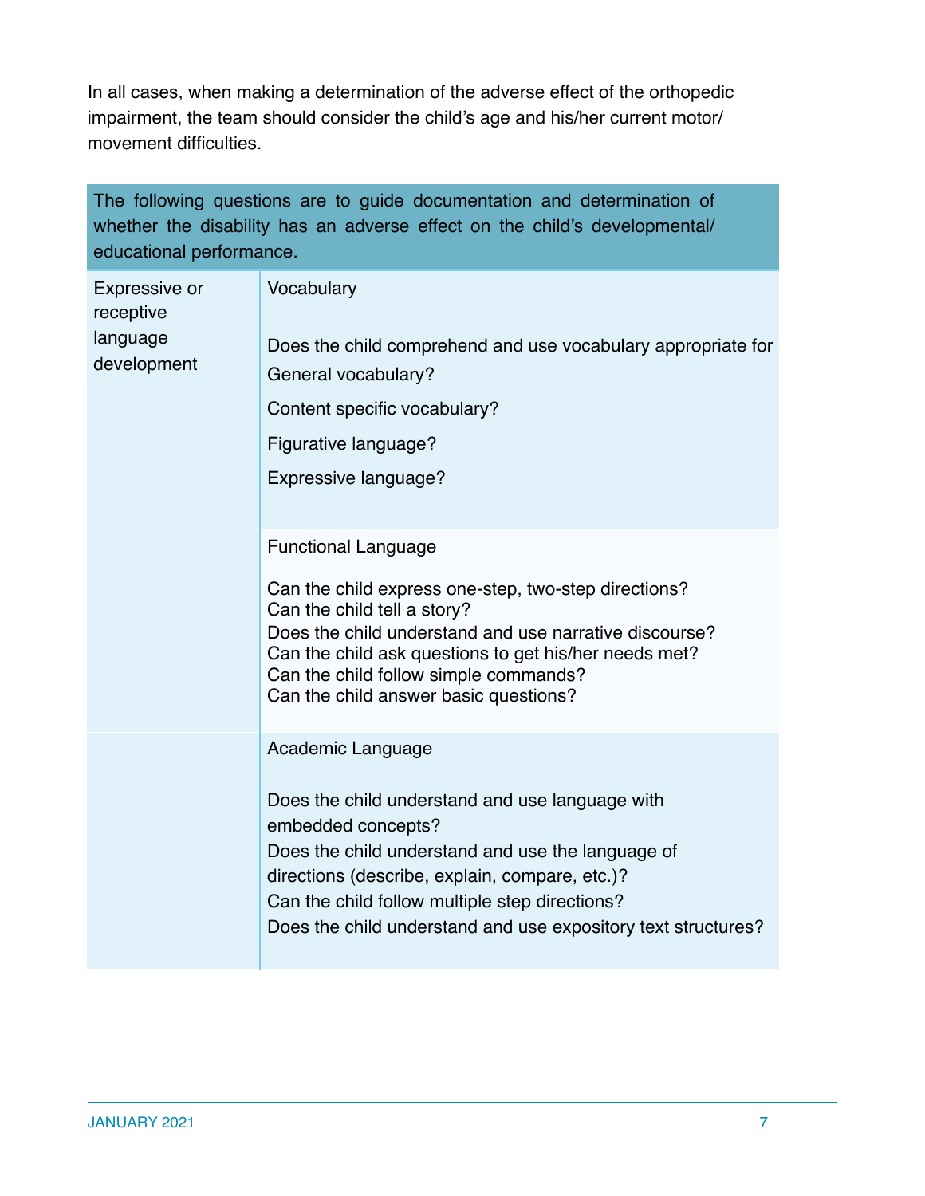In all cases, when making a determination of the adverse effect of the orthopedic impairment, the team should consider the child's age and his/her current motor/movement difficulties.

| The following questions are to guide documentation and determination of whether the disability has an adverse effect on the child's developmental/educational performance. | |
|---|---|
| Expressive or receptive language development | Vocabulary<br><br>Does the child comprehend and use vocabulary appropriate for<br>General vocabulary?<br>Content specific vocabulary?<br>Figurative language?<br>Expressive language? |
| | Functional Language<br><br>Can the child express one-step, two-step directions?<br>Can the child tell a story?<br>Does the child understand and use narrative discourse?<br>Can the child ask questions to get his/her needs met?<br>Can the child follow simple commands?<br>Can the child answer basic questions? |
| | Academic Language<br><br>Does the child understand and use language with embedded concepts?<br>Does the child understand and use the language of directions (describe, explain, compare, etc.)?<br>Can the child follow multiple step directions?<br>Does the child understand and use expository text structures? |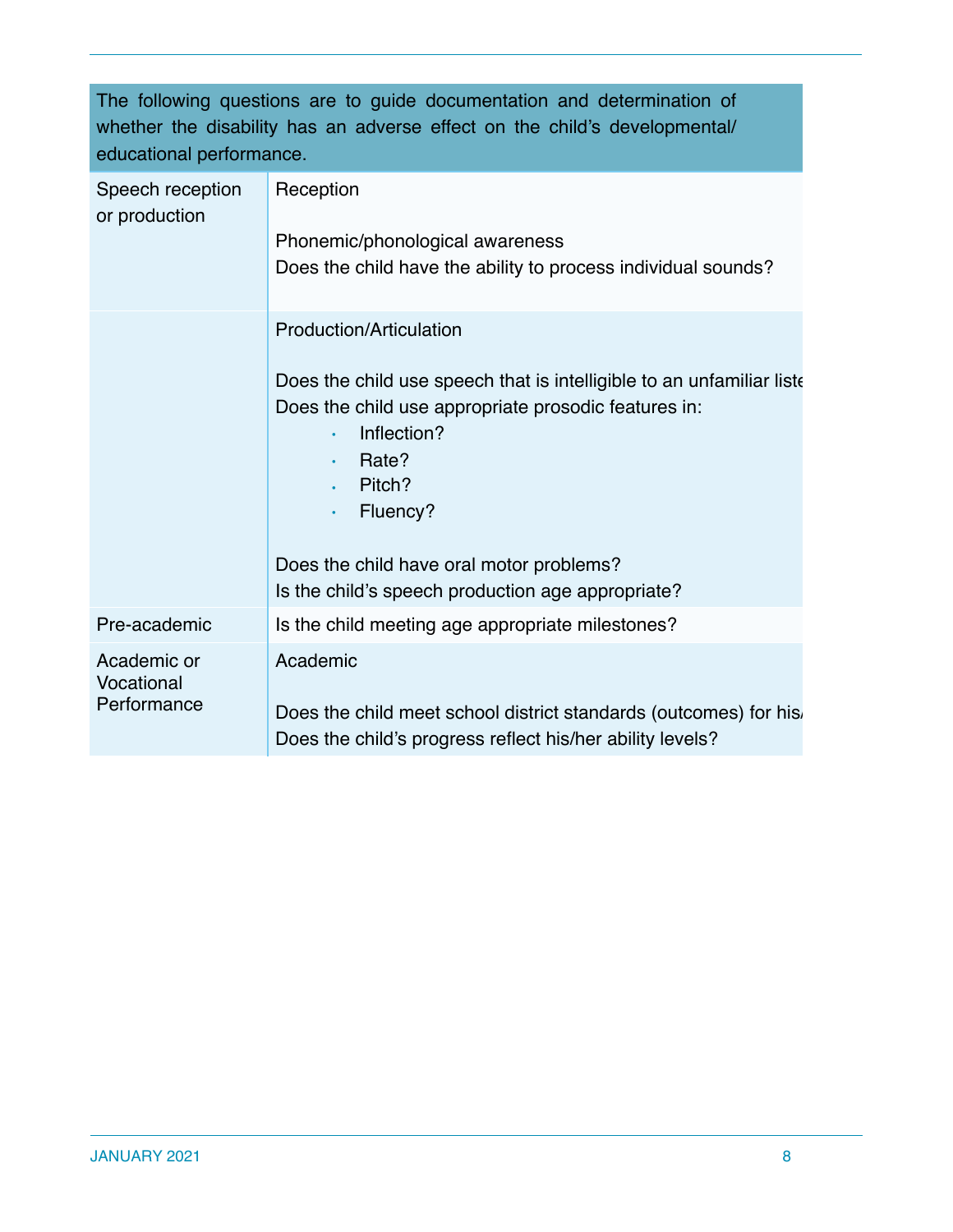| The following questions are to guide documentation and determination of whether the disability has an adverse effect on the child's developmental/ educational performance. | |
|---|---|
| Speech reception or production | Reception<br><br>Phonemic/phonological awareness<br>Does the child have the ability to process individual sounds? |
| | Production/Articulation<br><br>Does the child use speech that is intelligible to an unfamiliar liste<br>Does the child use appropriate prosodic features in:<br>• Inflection?<br>• Rate?<br>• Pitch?<br>• Fluency?<br><br>Does the child have oral motor problems?<br>Is the child's speech production age appropriate? |
| Pre-academic | Is the child meeting age appropriate milestones? |
| Academic or Vocational Performance | Academic<br><br>Does the child meet school district standards (outcomes) for his/<br>Does the child's progress reflect his/her ability levels? |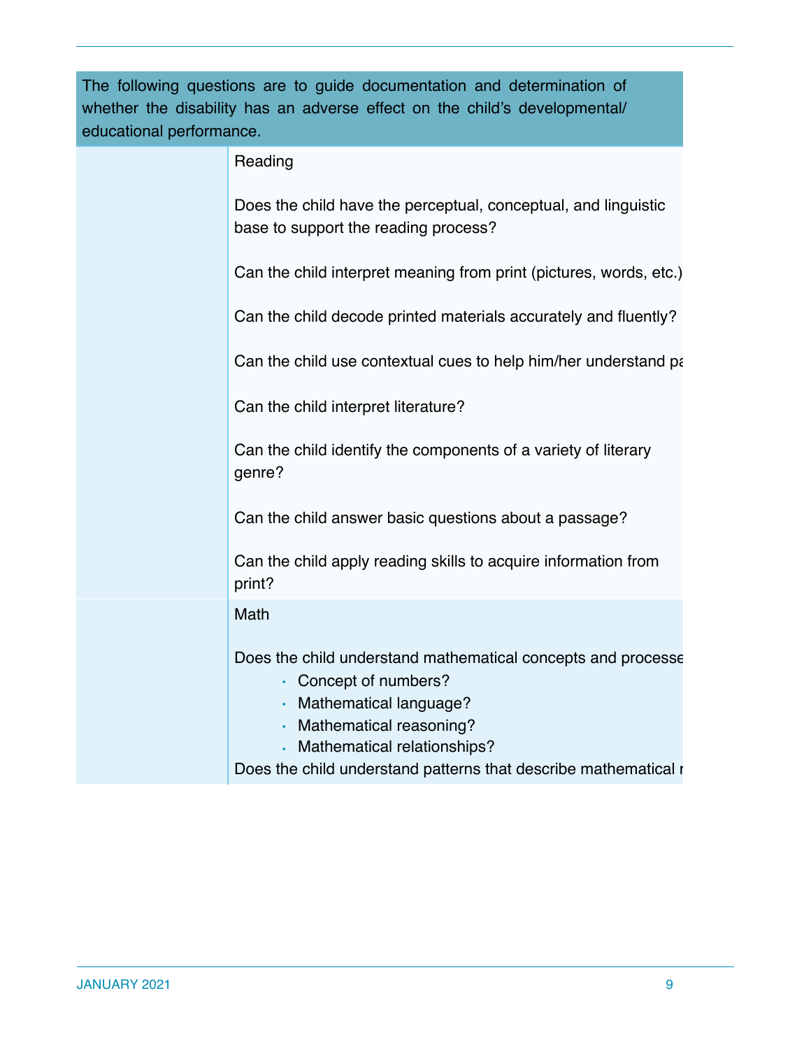| The following questions are to guide documentation and determination of whether the disability has an adverse effect on the child's developmental/ educational performance. | |
| --- | --- |
| | Reading<br><br>Does the child have the perceptual, conceptual, and linguistic base to support the reading process?<br><br>Can the child interpret meaning from print (pictures, words, etc.)<br><br>Can the child decode printed materials accurately and fluently?<br><br>Can the child use contextual cues to help him/her understand pa<br><br>Can the child interpret literature?<br><br>Can the child identify the components of a variety of literary genre?<br><br>Can the child answer basic questions about a passage?<br><br>Can the child apply reading skills to acquire information from print? |
| | Math<br><br>Does the child understand mathematical concepts and processe<br>• Concept of numbers?<br>• Mathematical language?<br>• Mathematical reasoning?<br>• Mathematical relationships?<br>Does the child understand patterns that describe mathematical r |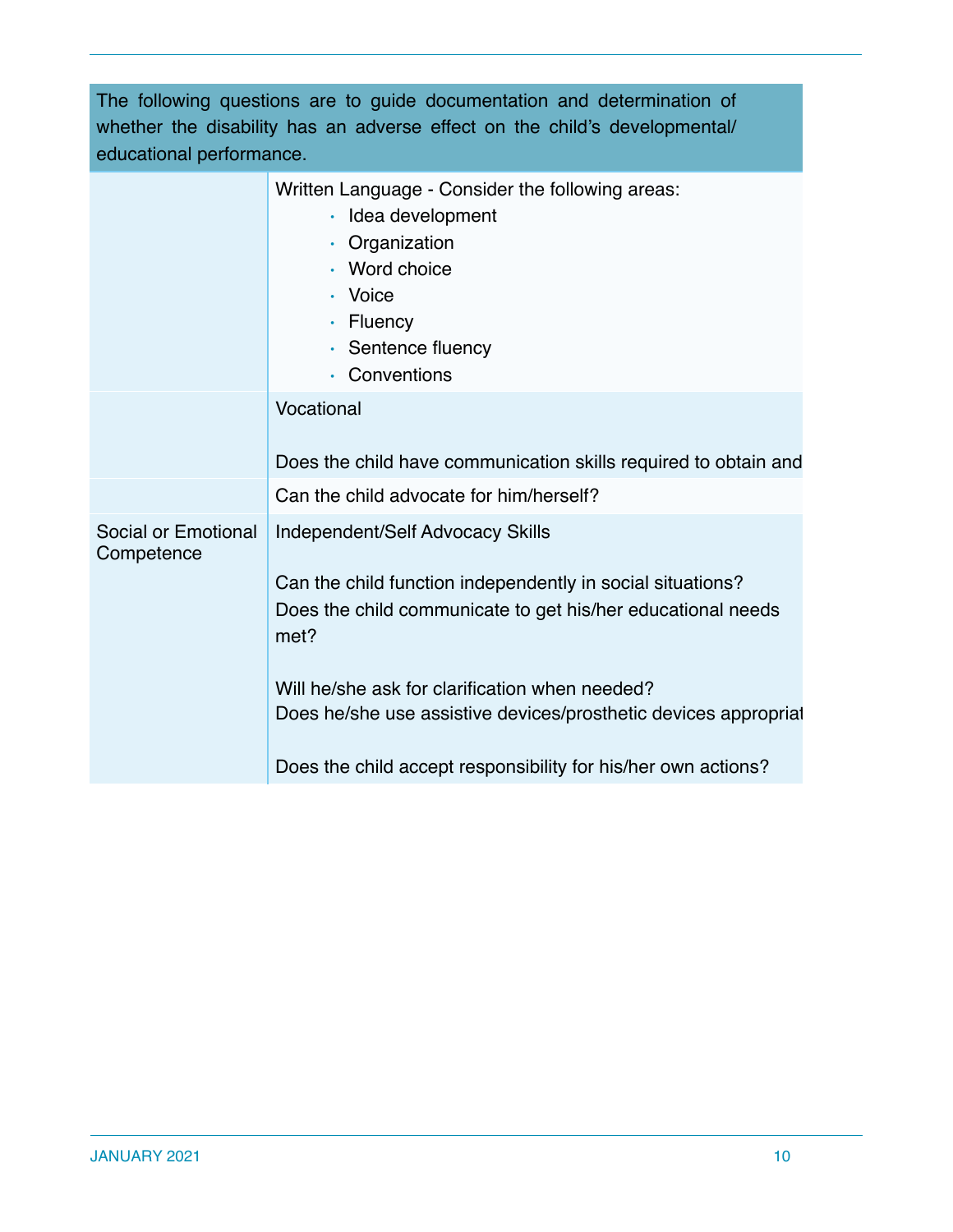| The following questions are to guide documentation and determination of whether the disability has an adverse effect on the child's developmental/ educational performance. | |
|---|---|
| | Written Language - Consider the following areas:<br>• Idea development<br>• Organization<br>• Word choice<br>• Voice<br>• Fluency<br>• Sentence fluency<br>• Conventions |
| | Vocational<br><br>Does the child have communication skills required to obtain and |
| | Can the child advocate for him/herself? |
| Social or Emotional Competence | Independent/Self Advocacy Skills<br><br>Can the child function independently in social situations?<br>Does the child communicate to get his/her educational needs met?<br><br>Will he/she ask for clarification when needed?<br>Does he/she use assistive devices/prosthetic devices appropriat<br><br>Does the child accept responsibility for his/her own actions? |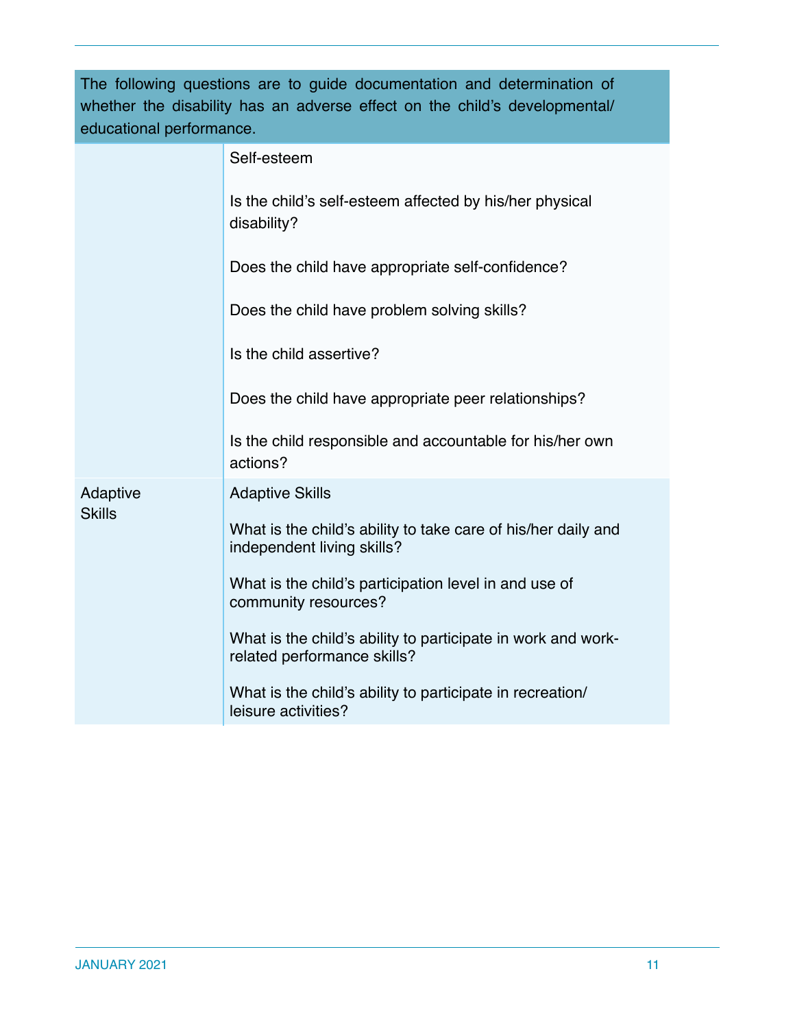| The following questions are to guide documentation and determination of whether the disability has an adverse effect on the child's developmental/ educational performance. | |
|---|---|
| | Self-esteem<br><br>Is the child's self-esteem affected by his/her physical disability?<br><br>Does the child have appropriate self-confidence?<br><br>Does the child have problem solving skills?<br><br>Is the child assertive?<br><br>Does the child have appropriate peer relationships?<br><br>Is the child responsible and accountable for his/her own actions? |
| Adaptive Skills | Adaptive Skills<br><br>What is the child's ability to take care of his/her daily and independent living skills?<br><br>What is the child's participation level in and use of community resources?<br><br>What is the child's ability to participate in work and work-related performance skills?<br><br>What is the child's ability to participate in recreation/ leisure activities? |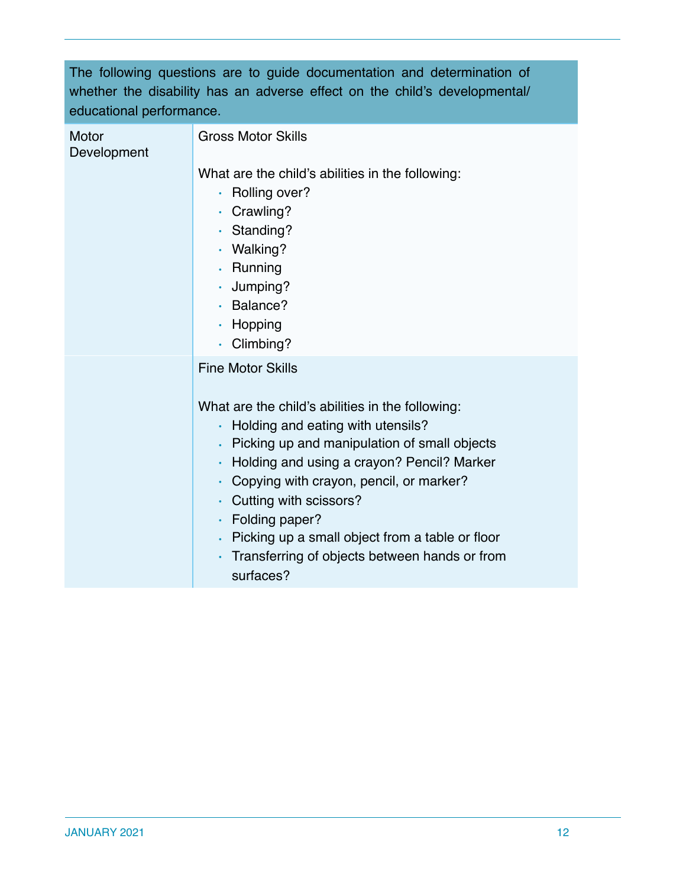| The following questions are to guide documentation and determination of whether the disability has an adverse effect on the child's developmental/ educational performance. | |
|---|---|
| Motor Development | Gross Motor Skills<br><br>What are the child's abilities in the following:<br>• Rolling over?<br>• Crawling?<br>• Standing?<br>• Walking?<br>• Running<br>• Jumping?<br>• Balance?<br>• Hopping<br>• Climbing? |
| | Fine Motor Skills<br><br>What are the child's abilities in the following:<br>• Holding and eating with utensils?<br>• Picking up and manipulation of small objects<br>• Holding and using a crayon? Pencil? Marker<br>• Copying with crayon, pencil, or marker?<br>• Cutting with scissors?<br>• Folding paper?<br>• Picking up a small object from a table or floor<br>• Transferring of objects between hands or from surfaces? |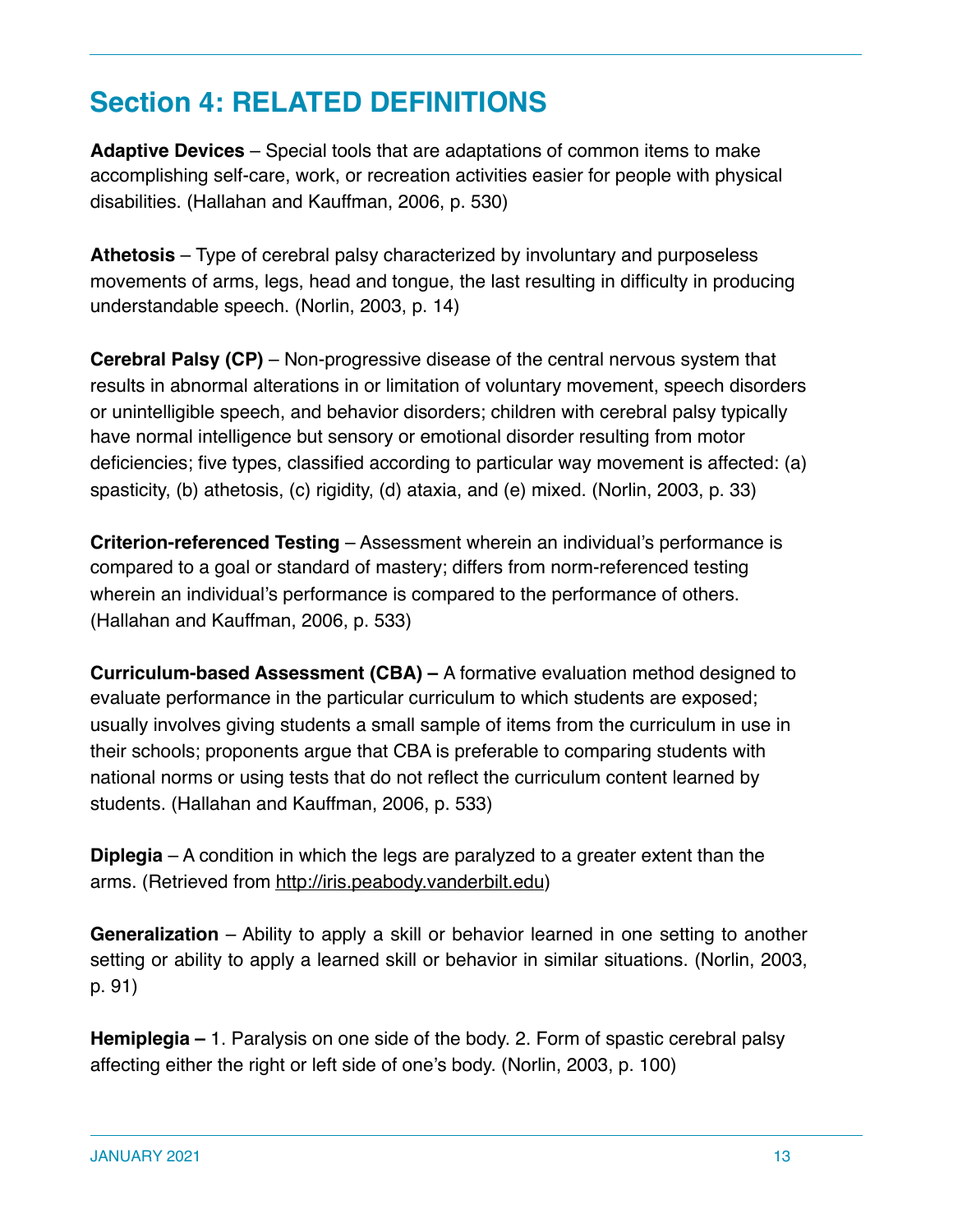## Section 4: RELATED DEFINITIONS

**Adaptive Devices** – Special tools that are adaptations of common items to make accomplishing self-care, work, or recreation activities easier for people with physical disabilities. (Hallahan and Kauffman, 2006, p. 530)

**Athetosis** – Type of cerebral palsy characterized by involuntary and purposeless movements of arms, legs, head and tongue, the last resulting in difficulty in producing understandable speech. (Norlin, 2003, p. 14)

**Cerebral Palsy (CP)** – Non-progressive disease of the central nervous system that results in abnormal alterations in or limitation of voluntary movement, speech disorders or unintelligible speech, and behavior disorders; children with cerebral palsy typically have normal intelligence but sensory or emotional disorder resulting from motor deficiencies; five types, classified according to particular way movement is affected: (a) spasticity, (b) athetosis, (c) rigidity, (d) ataxia, and (e) mixed. (Norlin, 2003, p. 33)

**Criterion-referenced Testing** – Assessment wherein an individual's performance is compared to a goal or standard of mastery; differs from norm-referenced testing wherein an individual's performance is compared to the performance of others. (Hallahan and Kauffman, 2006, p. 533)

**Curriculum-based Assessment (CBA) –** A formative evaluation method designed to evaluate performance in the particular curriculum to which students are exposed; usually involves giving students a small sample of items from the curriculum in use in their schools; proponents argue that CBA is preferable to comparing students with national norms or using tests that do not reflect the curriculum content learned by students. (Hallahan and Kauffman, 2006, p. 533)

**Diplegia** – A condition in which the legs are paralyzed to a greater extent than the arms. (Retrieved from http://iris.peabody.vanderbilt.edu)

**Generalization** – Ability to apply a skill or behavior learned in one setting to another setting or ability to apply a learned skill or behavior in similar situations. (Norlin, 2003, p. 91)

**Hemiplegia –** 1. Paralysis on one side of the body. 2. Form of spastic cerebral palsy affecting either the right or left side of one's body. (Norlin, 2003, p. 100)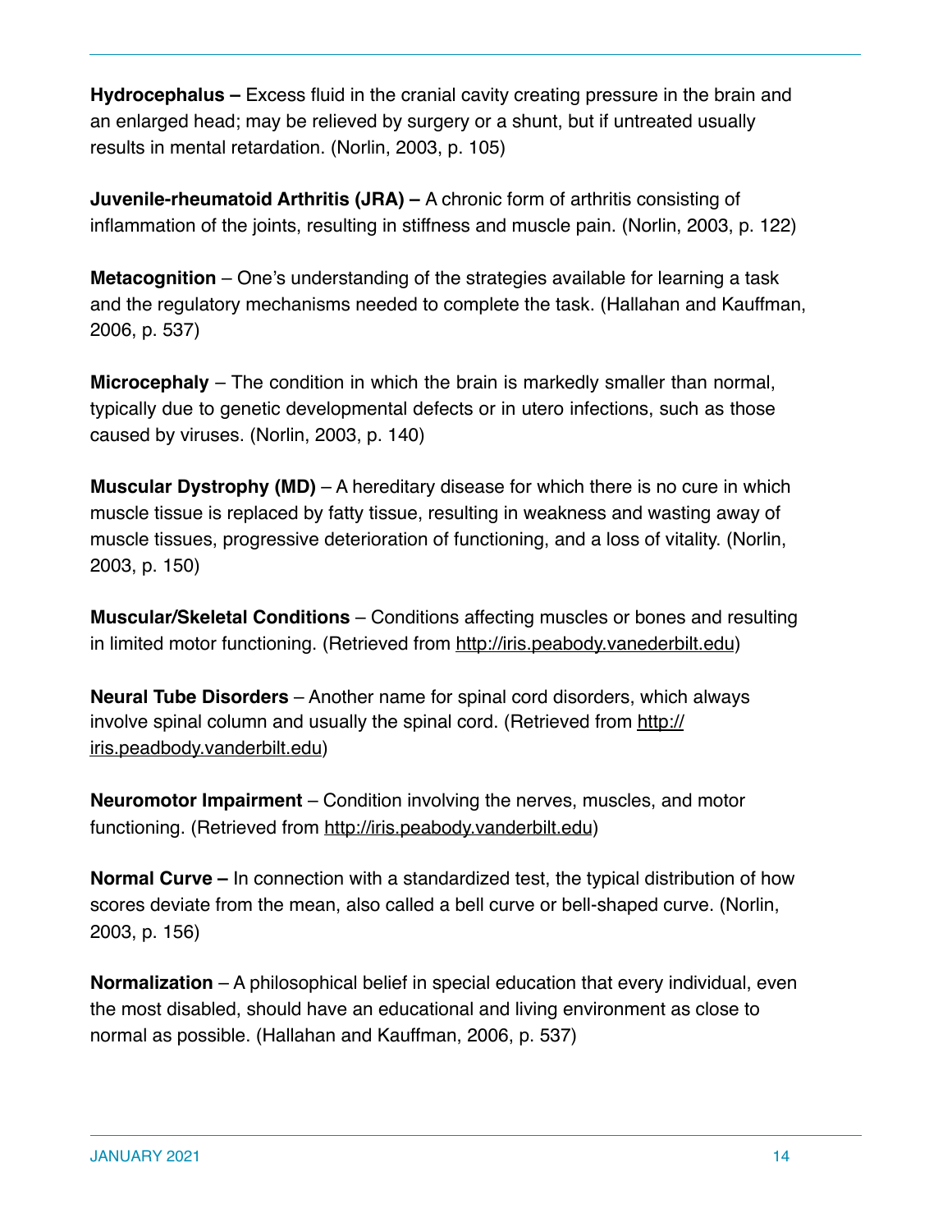**Hydrocephalus –** Excess fluid in the cranial cavity creating pressure in the brain and an enlarged head; may be relieved by surgery or a shunt, but if untreated usually results in mental retardation. (Norlin, 2003, p. 105)

**Juvenile-rheumatoid Arthritis (JRA) –** A chronic form of arthritis consisting of inflammation of the joints, resulting in stiffness and muscle pain. (Norlin, 2003, p. 122)

**Metacognition** – One's understanding of the strategies available for learning a task and the regulatory mechanisms needed to complete the task. (Hallahan and Kauffman, 2006, p. 537)

**Microcephaly** – The condition in which the brain is markedly smaller than normal, typically due to genetic developmental defects or in utero infections, such as those caused by viruses. (Norlin, 2003, p. 140)

**Muscular Dystrophy (MD)** – A hereditary disease for which there is no cure in which muscle tissue is replaced by fatty tissue, resulting in weakness and wasting away of muscle tissues, progressive deterioration of functioning, and a loss of vitality. (Norlin, 2003, p. 150)

**Muscular/Skeletal Conditions** – Conditions affecting muscles or bones and resulting in limited motor functioning. (Retrieved from http://iris.peabody.vanederbilt.edu)

**Neural Tube Disorders** – Another name for spinal cord disorders, which always involve spinal column and usually the spinal cord. (Retrieved from http://iris.peadbody.vanderbilt.edu)

**Neuromotor Impairment** – Condition involving the nerves, muscles, and motor functioning. (Retrieved from http://iris.peabody.vanderbilt.edu)

**Normal Curve –** In connection with a standardized test, the typical distribution of how scores deviate from the mean, also called a bell curve or bell-shaped curve. (Norlin, 2003, p. 156)

**Normalization** – A philosophical belief in special education that every individual, even the most disabled, should have an educational and living environment as close to normal as possible. (Hallahan and Kauffman, 2006, p. 537)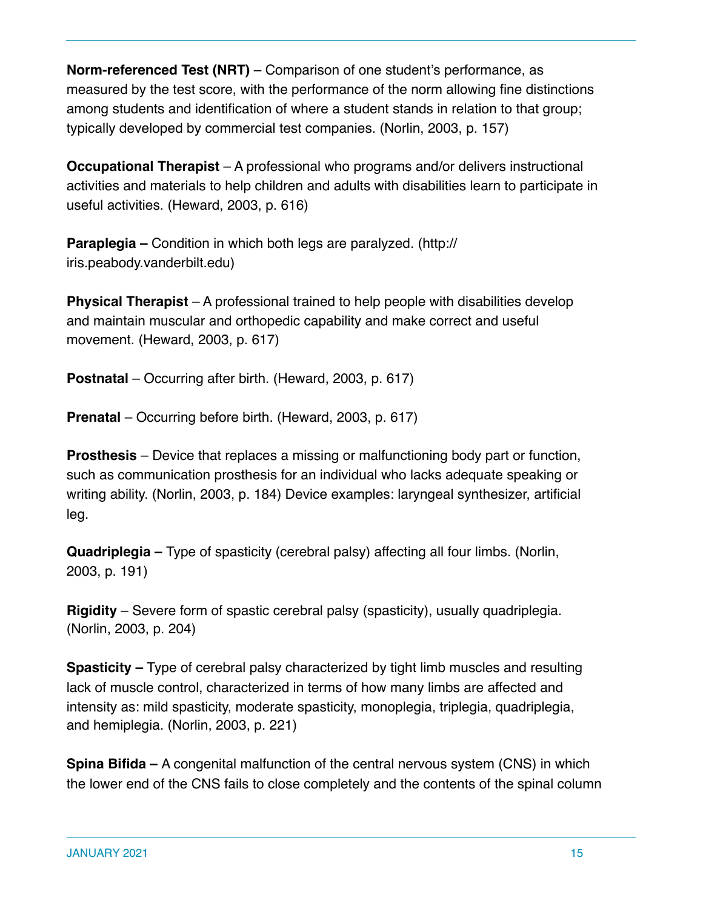**Norm-referenced Test (NRT)** – Comparison of one student's performance, as measured by the test score, with the performance of the norm allowing fine distinctions among students and identification of where a student stands in relation to that group; typically developed by commercial test companies. (Norlin, 2003, p. 157)

**Occupational Therapist** – A professional who programs and/or delivers instructional activities and materials to help children and adults with disabilities learn to participate in useful activities. (Heward, 2003, p. 616)

**Paraplegia –** Condition in which both legs are paralyzed. (http://iris.peabody.vanderbilt.edu)

**Physical Therapist** – A professional trained to help people with disabilities develop and maintain muscular and orthopedic capability and make correct and useful movement. (Heward, 2003, p. 617)

**Postnatal** – Occurring after birth. (Heward, 2003, p. 617)

**Prenatal** – Occurring before birth. (Heward, 2003, p. 617)

**Prosthesis** – Device that replaces a missing or malfunctioning body part or function, such as communication prosthesis for an individual who lacks adequate speaking or writing ability. (Norlin, 2003, p. 184) Device examples: laryngeal synthesizer, artificial leg.

**Quadriplegia –** Type of spasticity (cerebral palsy) affecting all four limbs. (Norlin, 2003, p. 191)

**Rigidity** – Severe form of spastic cerebral palsy (spasticity), usually quadriplegia. (Norlin, 2003, p. 204)

**Spasticity –** Type of cerebral palsy characterized by tight limb muscles and resulting lack of muscle control, characterized in terms of how many limbs are affected and intensity as: mild spasticity, moderate spasticity, monoplegia, triplegia, quadriplegia, and hemiplegia. (Norlin, 2003, p. 221)

**Spina Bifida –** A congenital malfunction of the central nervous system (CNS) in which the lower end of the CNS fails to close completely and the contents of the spinal column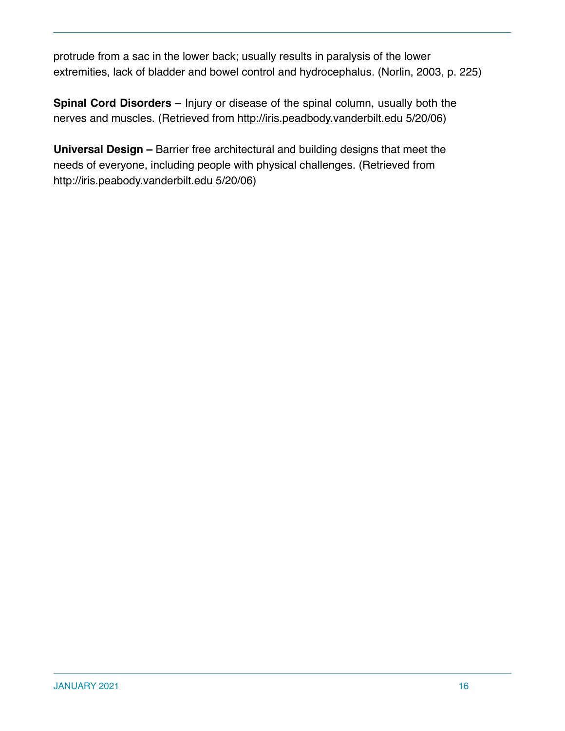protrude from a sac in the lower back; usually results in paralysis of the lower extremities, lack of bladder and bowel control and hydrocephalus. (Norlin, 2003, p. 225)

**Spinal Cord Disorders –** Injury or disease of the spinal column, usually both the nerves and muscles. (Retrieved from http://iris.peadbody.vanderbilt.edu 5/20/06)

**Universal Design –** Barrier free architectural and building designs that meet the needs of everyone, including people with physical challenges. (Retrieved from http://iris.peabody.vanderbilt.edu 5/20/06)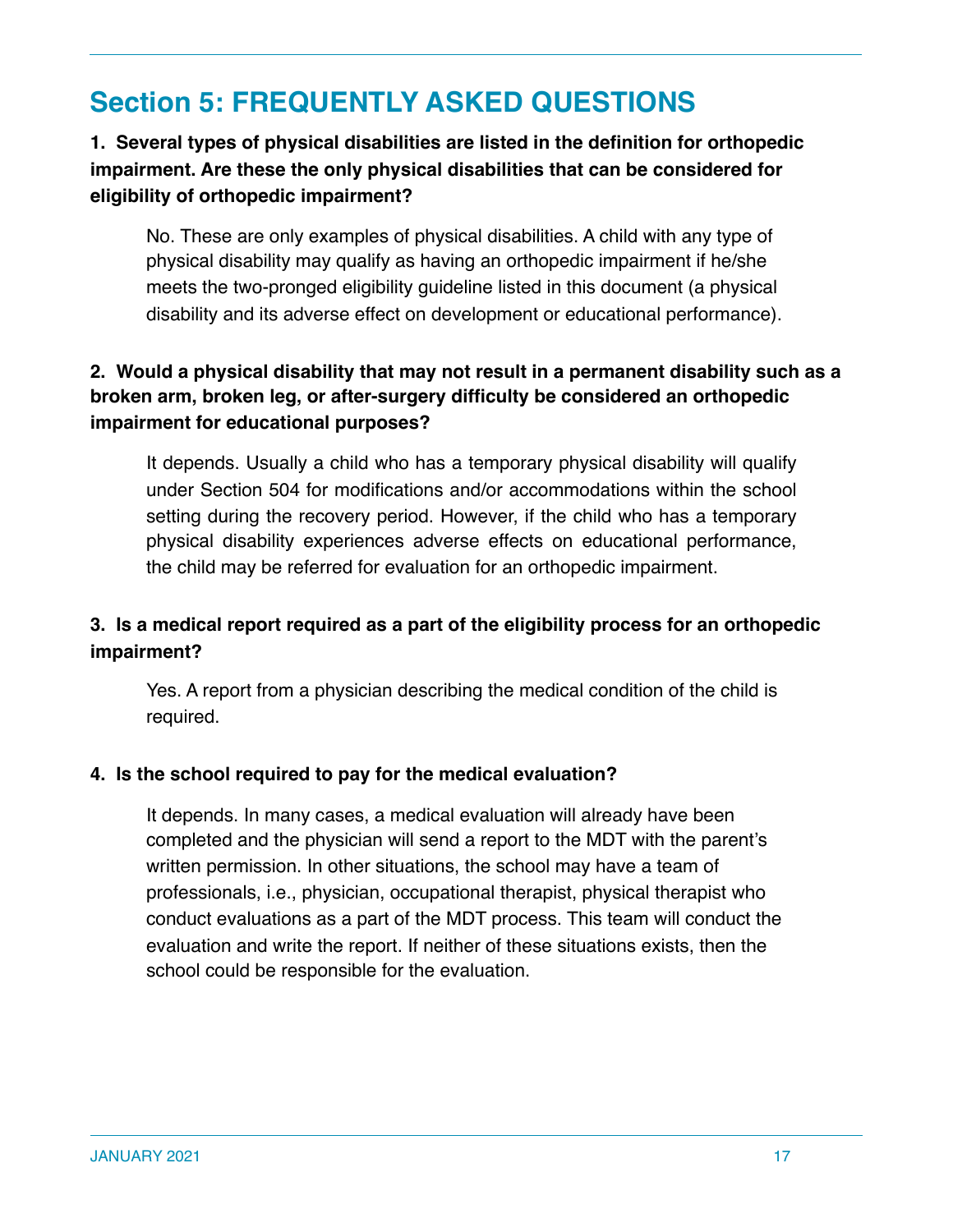## Section 5: FREQUENTLY ASKED QUESTIONS

**1. Several types of physical disabilities are listed in the definition for orthopedic impairment. Are these the only physical disabilities that can be considered for eligibility of orthopedic impairment?**

No. These are only examples of physical disabilities. A child with any type of physical disability may qualify as having an orthopedic impairment if he/she meets the two-pronged eligibility guideline listed in this document (a physical disability and its adverse effect on development or educational performance).

**2. Would a physical disability that may not result in a permanent disability such as a broken arm, broken leg, or after-surgery difficulty be considered an orthopedic impairment for educational purposes?**

It depends. Usually a child who has a temporary physical disability will qualify under Section 504 for modifications and/or accommodations within the school setting during the recovery period. However, if the child who has a temporary physical disability experiences adverse effects on educational performance, the child may be referred for evaluation for an orthopedic impairment.

**3. Is a medical report required as a part of the eligibility process for an orthopedic impairment?**

Yes. A report from a physician describing the medical condition of the child is required.

**4. Is the school required to pay for the medical evaluation?**

It depends. In many cases, a medical evaluation will already have been completed and the physician will send a report to the MDT with the parent's written permission. In other situations, the school may have a team of professionals, i.e., physician, occupational therapist, physical therapist who conduct evaluations as a part of the MDT process. This team will conduct the evaluation and write the report. If neither of these situations exists, then the school could be responsible for the evaluation.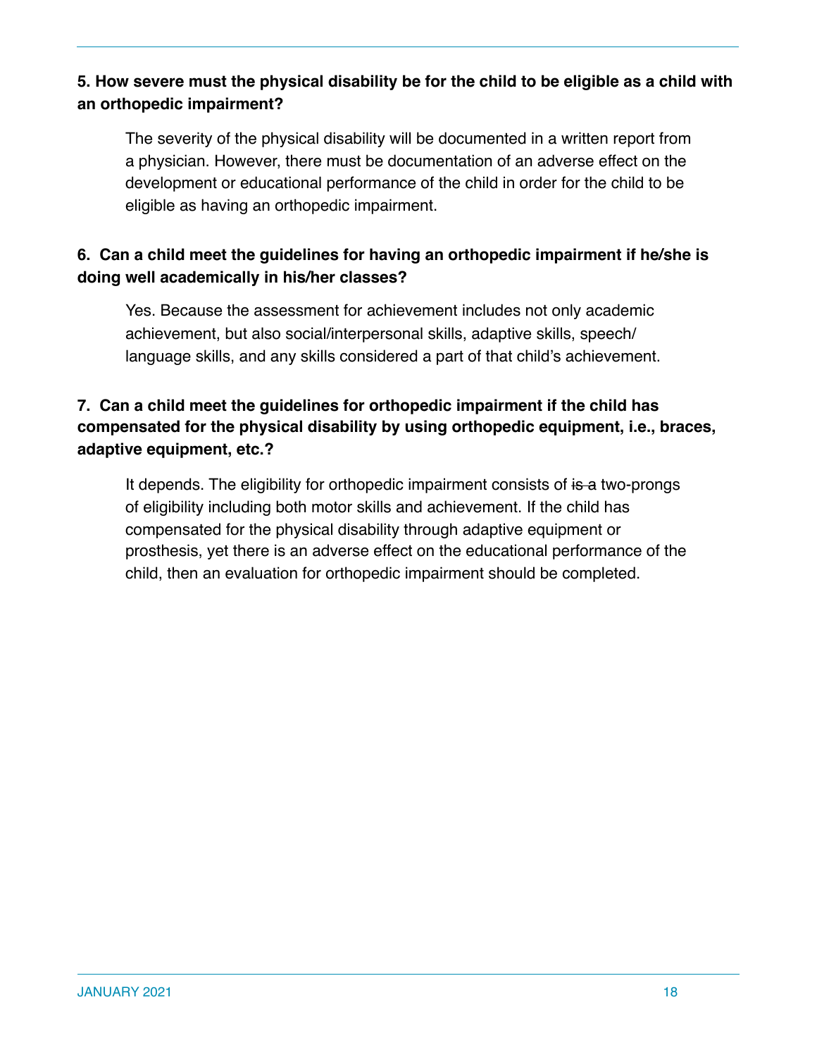**5. How severe must the physical disability be for the child to be eligible as a child with an orthopedic impairment?**

The severity of the physical disability will be documented in a written report from a physician. However, there must be documentation of an adverse effect on the development or educational performance of the child in order for the child to be eligible as having an orthopedic impairment.

**6. Can a child meet the guidelines for having an orthopedic impairment if he/she is doing well academically in his/her classes?**

Yes. Because the assessment for achievement includes not only academic achievement, but also social/interpersonal skills, adaptive skills, speech/language skills, and any skills considered a part of that child's achievement.

**7. Can a child meet the guidelines for orthopedic impairment if the child has compensated for the physical disability by using orthopedic equipment, i.e., braces, adaptive equipment, etc.?**

It depends. The eligibility for orthopedic impairment consists of ~~is a~~ two-prongs of eligibility including both motor skills and achievement. If the child has compensated for the physical disability through adaptive equipment or prosthesis, yet there is an adverse effect on the educational performance of the child, then an evaluation for orthopedic impairment should be completed.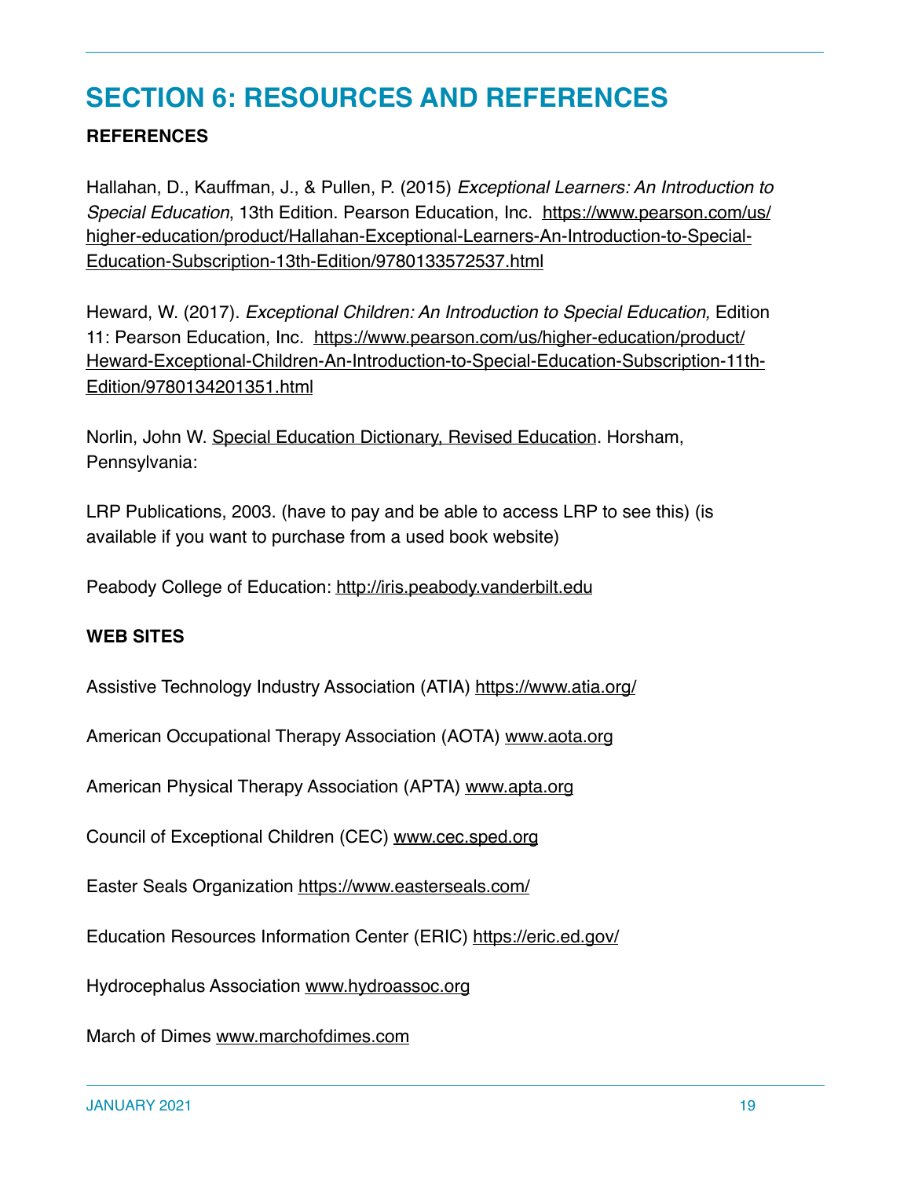# SECTION 6: RESOURCES AND REFERENCES

**REFERENCES**

Hallahan, D., Kauffman, J., & Pullen, P. (2015) *Exceptional Learners: An Introduction to Special Education*, 13th Edition. Pearson Education, Inc. https://www.pearson.com/us/higher-education/product/Hallahan-Exceptional-Learners-An-Introduction-to-Special-Education-Subscription-13th-Edition/9780133572537.html

Heward, W. (2017). *Exceptional Children: An Introduction to Special Education,* Edition 11: Pearson Education, Inc. https://www.pearson.com/us/higher-education/product/Heward-Exceptional-Children-An-Introduction-to-Special-Education-Subscription-11th-Edition/9780134201351.html

Norlin, John W. Special Education Dictionary, Revised Education. Horsham, Pennsylvania:

LRP Publications, 2003. (have to pay and be able to access LRP to see this) (is available if you want to purchase from a used book website)

Peabody College of Education: http://iris.peabody.vanderbilt.edu

**WEB SITES**

Assistive Technology Industry Association (ATIA) https://www.atia.org/

American Occupational Therapy Association (AOTA) www.aota.org

American Physical Therapy Association (APTA) www.apta.org

Council of Exceptional Children (CEC) www.cec.sped.org

Easter Seals Organization https://www.easterseals.com/

Education Resources Information Center (ERIC) https://eric.ed.gov/

Hydrocephalus Association www.hydroassoc.org

March of Dimes www.marchofdimes.com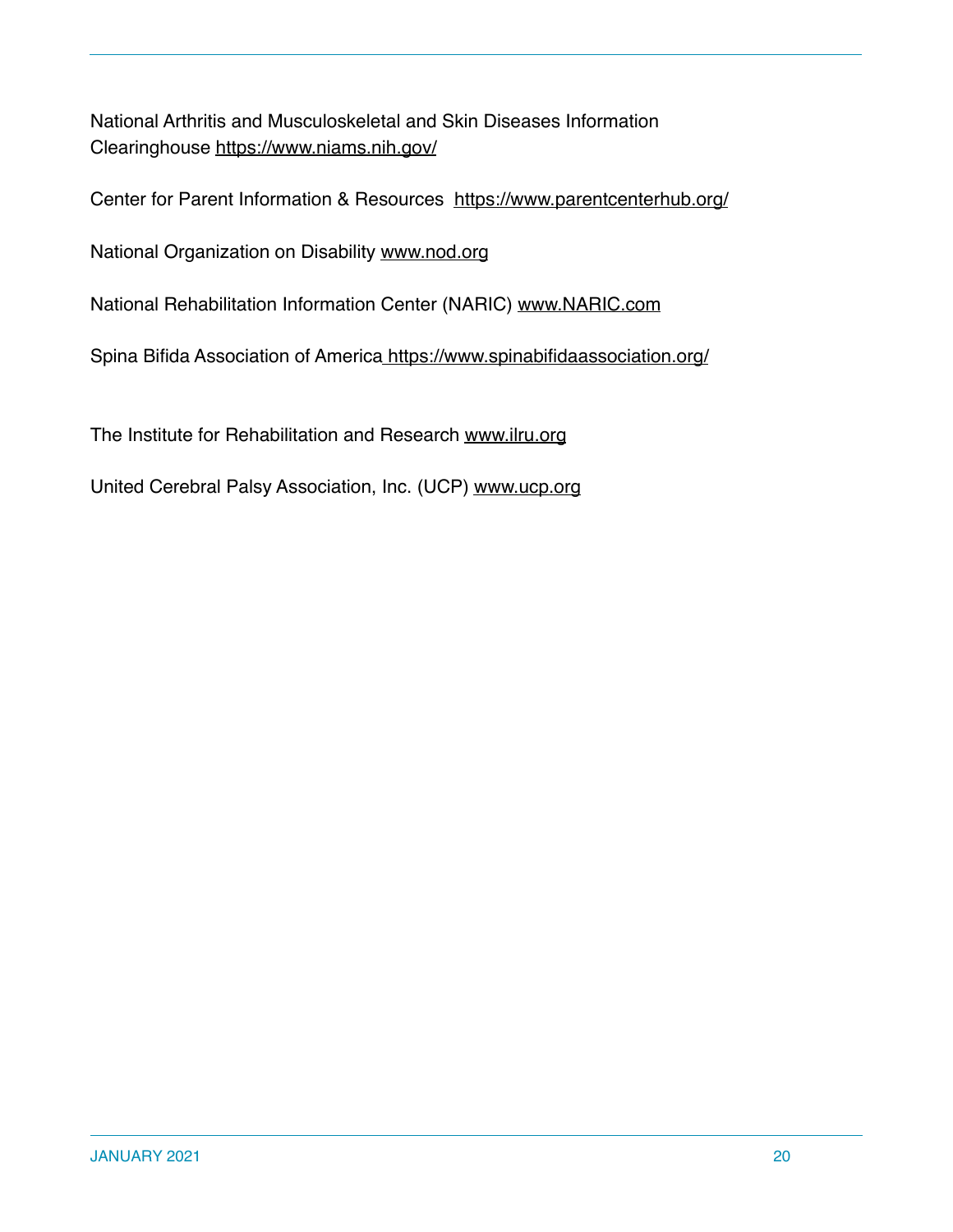National Arthritis and Musculoskeletal and Skin Diseases Information Clearinghouse https://www.niams.nih.gov/

Center for Parent Information & Resources https://www.parentcenterhub.org/

National Organization on Disability www.nod.org

National Rehabilitation Information Center (NARIC) www.NARIC.com

Spina Bifida Association of America https://www.spinabifidaassociation.org/

The Institute for Rehabilitation and Research www.ilru.org

United Cerebral Palsy Association, Inc. (UCP) www.ucp.org